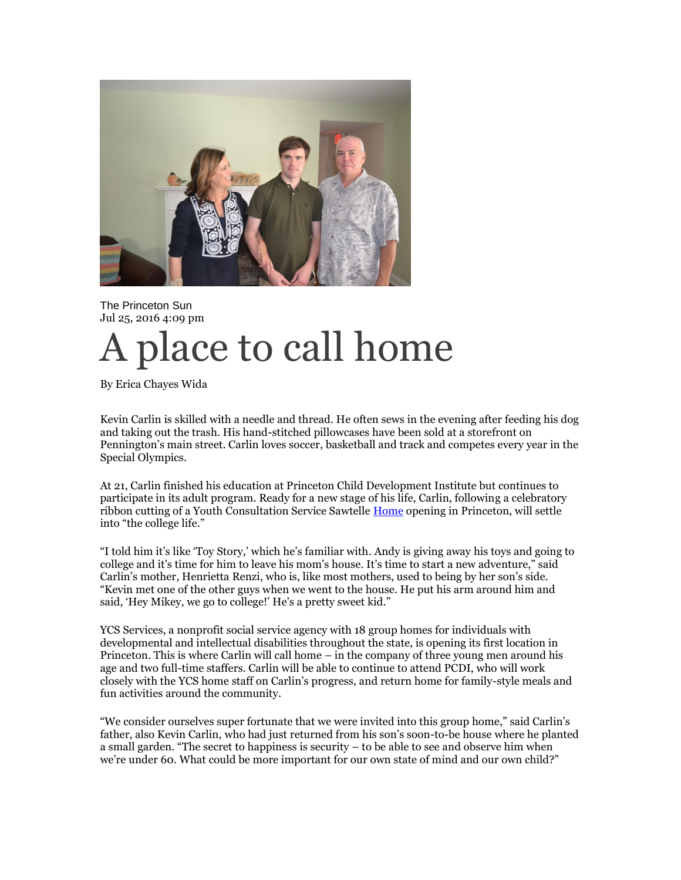The Princeton Sun
Jul 25, 2016 4:09 pm

# A place to call home

By Erica Chayes Wida

Kevin Carlin is skilled with a needle and thread. He often sews in the evening after feeding his dog and taking out the trash. His hand-stitched pillowcases have been sold at a storefront on Pennington's main street. Carlin loves soccer, basketball and track and competes every year in the Special Olympics.

At 21, Carlin finished his education at Princeton Child Development Institute but continues to participate in its adult program. Ready for a new stage of his life, Carlin, following a celebratory ribbon cutting of a Youth Consultation Service Sawtelle Home opening in Princeton, will settle into "the college life."

"I told him it's like 'Toy Story,' which he's familiar with. Andy is giving away his toys and going to college and it's time for him to leave his mom's house. It's time to start a new adventure," said Carlin's mother, Henrietta Renzi, who is, like most mothers, used to being by her son's side. "Kevin met one of the other guys when we went to the house. He put his arm around him and said, 'Hey Mikey, we go to college!' He's a pretty sweet kid."

YCS Services, a nonprofit social service agency with 18 group homes for individuals with developmental and intellectual disabilities throughout the state, is opening its first location in Princeton. This is where Carlin will call home – in the company of three young men around his age and two full-time staffers. Carlin will be able to continue to attend PCDI, who will work closely with the YCS home staff on Carlin's progress, and return home for family-style meals and fun activities around the community.

"We consider ourselves super fortunate that we were invited into this group home," said Carlin's father, also Kevin Carlin, who had just returned from his son's soon-to-be house where he planted a small garden. "The secret to happiness is security – to be able to see and observe him when we're under 60. What could be more important for our own state of mind and our own child?"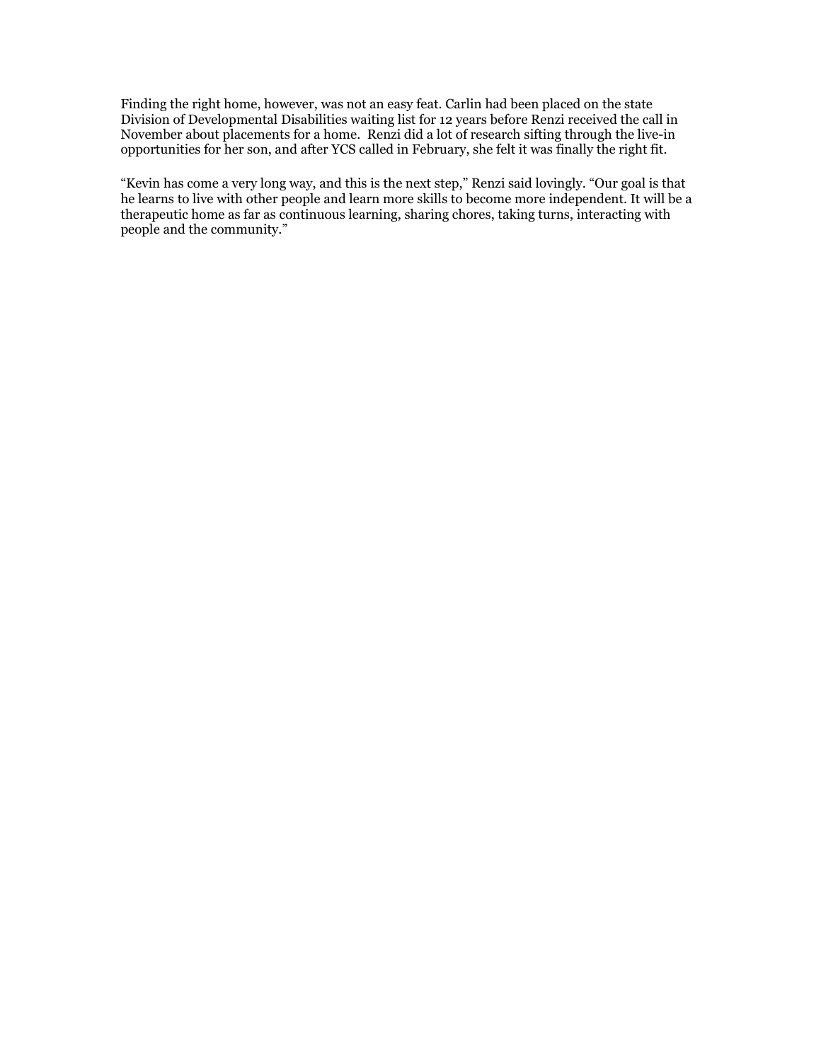Finding the right home, however, was not an easy feat. Carlin had been placed on the state Division of Developmental Disabilities waiting list for 12 years before Renzi received the call in November about placements for a home. Renzi did a lot of research sifting through the live-in opportunities for her son, and after YCS called in February, she felt it was finally the right fit.

"Kevin has come a very long way, and this is the next step," Renzi said lovingly. "Our goal is that he learns to live with other people and learn more skills to become more independent. It will be a therapeutic home as far as continuous learning, sharing chores, taking turns, interacting with people and the community."